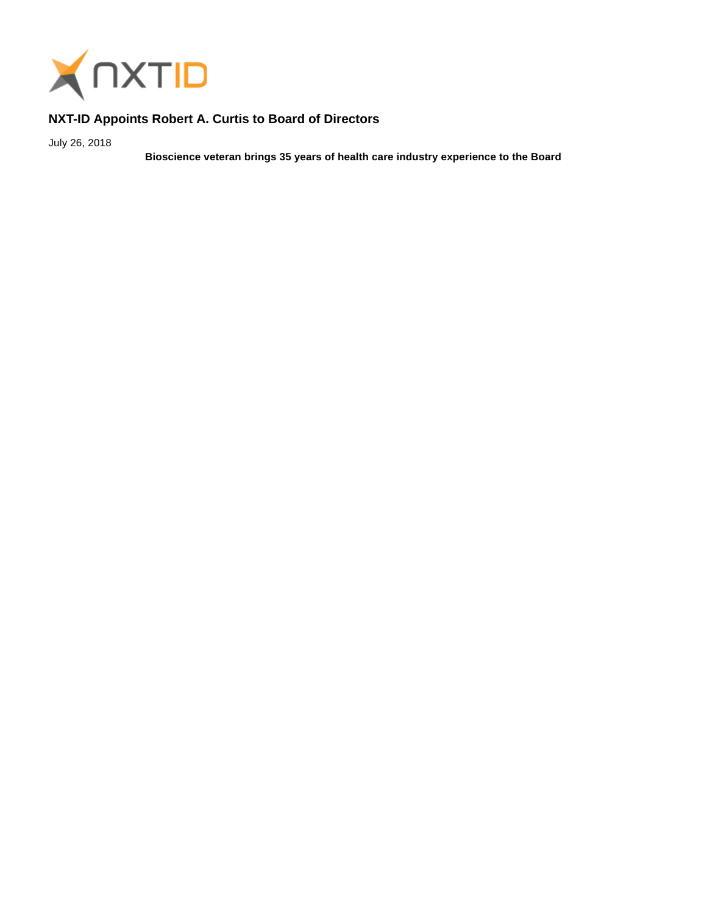# NXT-ID Appoints Robert A. Curtis to Board of Directors

July 26, 2018

**Bioscience veteran brings 35 years of health care industry experience to the Board**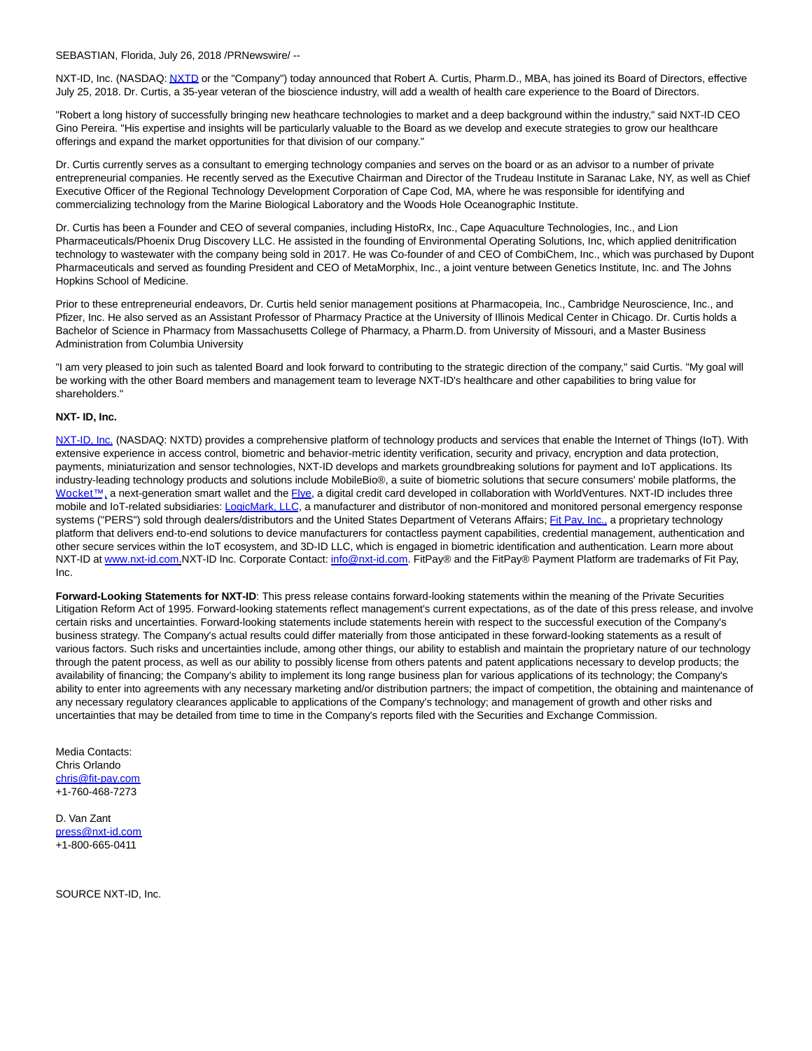SEBASTIAN, Florida, July 26, 2018 /PRNewswire/ --

NXT-ID, Inc. (NASDAQ: NXTD or the "Company") today announced that Robert A. Curtis, Pharm.D., MBA, has joined its Board of Directors, effective July 25, 2018. Dr. Curtis, a 35-year veteran of the bioscience industry, will add a wealth of health care experience to the Board of Directors.

"Robert a long history of successfully bringing new heathcare technologies to market and a deep background within the industry," said NXT-ID CEO Gino Pereira. "His expertise and insights will be particularly valuable to the Board as we develop and execute strategies to grow our healthcare offerings and expand the market opportunities for that division of our company."

Dr. Curtis currently serves as a consultant to emerging technology companies and serves on the board or as an advisor to a number of private entrepreneurial companies. He recently served as the Executive Chairman and Director of the Trudeau Institute in Saranac Lake, NY, as well as Chief Executive Officer of the Regional Technology Development Corporation of Cape Cod, MA, where he was responsible for identifying and commercializing technology from the Marine Biological Laboratory and the Woods Hole Oceanographic Institute.

Dr. Curtis has been a Founder and CEO of several companies, including HistoRx, Inc., Cape Aquaculture Technologies, Inc., and Lion Pharmaceuticals/Phoenix Drug Discovery LLC. He assisted in the founding of Environmental Operating Solutions, Inc, which applied denitrification technology to wastewater with the company being sold in 2017. He was Co-founder of and CEO of CombiChem, Inc., which was purchased by Dupont Pharmaceuticals and served as founding President and CEO of MetaMorphix, Inc., a joint venture between Genetics Institute, Inc. and The Johns Hopkins School of Medicine.

Prior to these entrepreneurial endeavors, Dr. Curtis held senior management positions at Pharmacopeia, Inc., Cambridge Neuroscience, Inc., and Pfizer, Inc. He also served as an Assistant Professor of Pharmacy Practice at the University of Illinois Medical Center in Chicago. Dr. Curtis holds a Bachelor of Science in Pharmacy from Massachusetts College of Pharmacy, a Pharm.D. from University of Missouri, and a Master Business Administration from Columbia University

"I am very pleased to join such as talented Board and look forward to contributing to the strategic direction of the company," said Curtis. "My goal will be working with the other Board members and management team to leverage NXT-ID's healthcare and other capabilities to bring value for shareholders."

**NXT- ID, Inc.**

NXT-ID, Inc. (NASDAQ: NXTD) provides a comprehensive platform of technology products and services that enable the Internet of Things (IoT). With extensive experience in access control, biometric and behavior-metric identity verification, security and privacy, encryption and data protection, payments, miniaturization and sensor technologies, NXT-ID develops and markets groundbreaking solutions for payment and IoT applications. Its industry-leading technology products and solutions include MobileBio®, a suite of biometric solutions that secure consumers' mobile platforms, the Wocket™, a next-generation smart wallet and the Flye, a digital credit card developed in collaboration with WorldVentures. NXT-ID includes three mobile and IoT-related subsidiaries: LogicMark, LLC, a manufacturer and distributor of non-monitored and monitored personal emergency response systems ("PERS") sold through dealers/distributors and the United States Department of Veterans Affairs; Fit Pay, Inc., a proprietary technology platform that delivers end-to-end solutions to device manufacturers for contactless payment capabilities, credential management, authentication and other secure services within the IoT ecosystem, and 3D-ID LLC, which is engaged in biometric identification and authentication. Learn more about NXT-ID at www.nxt-id.com.NXT-ID Inc. Corporate Contact: info@nxt-id.com. FitPay® and the FitPay® Payment Platform are trademarks of Fit Pay, Inc.

**Forward-Looking Statements for NXT-ID**: This press release contains forward-looking statements within the meaning of the Private Securities Litigation Reform Act of 1995. Forward-looking statements reflect management's current expectations, as of the date of this press release, and involve certain risks and uncertainties. Forward-looking statements include statements herein with respect to the successful execution of the Company's business strategy. The Company's actual results could differ materially from those anticipated in these forward-looking statements as a result of various factors. Such risks and uncertainties include, among other things, our ability to establish and maintain the proprietary nature of our technology through the patent process, as well as our ability to possibly license from others patents and patent applications necessary to develop products; the availability of financing; the Company's ability to implement its long range business plan for various applications of its technology; the Company's ability to enter into agreements with any necessary marketing and/or distribution partners; the impact of competition, the obtaining and maintenance of any necessary regulatory clearances applicable to applications of the Company's technology; and management of growth and other risks and uncertainties that may be detailed from time to time in the Company's reports filed with the Securities and Exchange Commission.

Media Contacts:
Chris Orlando
chris@fit-pay.com
+1-760-468-7273

D. Van Zant
press@nxt-id.com
+1-800-665-0411

SOURCE NXT-ID, Inc.